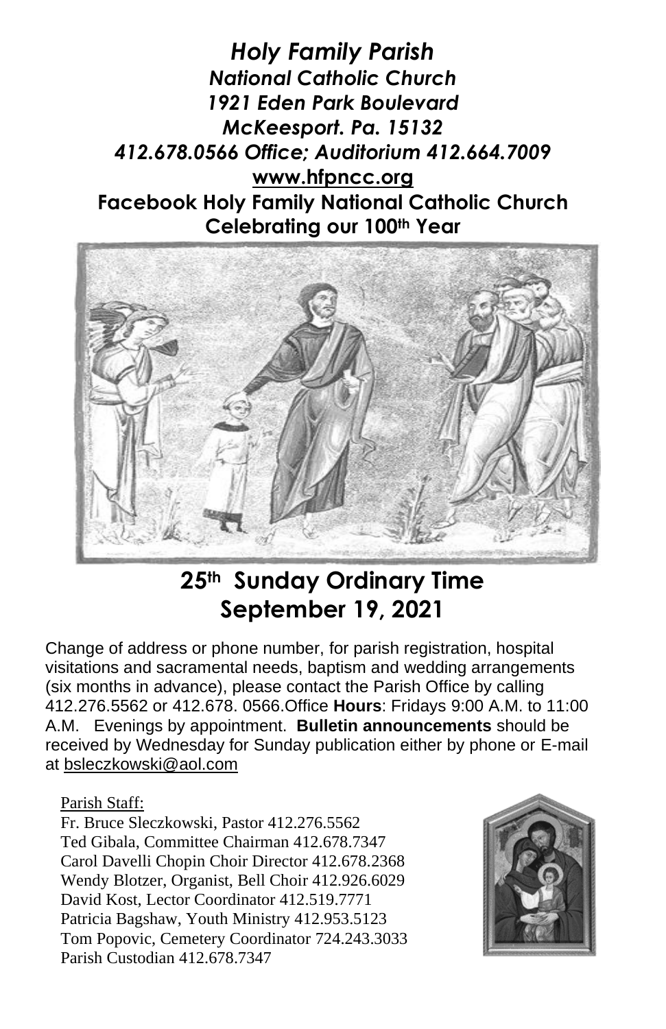# *Holy Family Parish*

***National Catholic Church***
***1921 Eden Park Boulevard***
***McKeesport. Pa. 15132***
***412.678.0566 Office; Auditorium 412.664.7009***

**www.hfpncc.org**

**Facebook Holy Family National Catholic Church**

**Celebrating our 100th Year**

## 25th Sunday Ordinary Time
## September 19, 2021

Change of address or phone number, for parish registration, hospital visitations and sacramental needs, baptism and wedding arrangements (six months in advance), please contact the Parish Office by calling 412.276.5562 or 412.678. 0566.Office **Hours**: Fridays 9:00 A.M. to 11:00 A.M. Evenings by appointment. **Bulletin announcements** should be received by Wednesday for Sunday publication either by phone or E-mail at bsleczkowski@aol.com

Parish Staff:

Fr. Bruce Sleczkowski, Pastor 412.276.5562
Ted Gibala, Committee Chairman 412.678.7347
Carol Davelli Chopin Choir Director 412.678.2368
Wendy Blotzer, Organist, Bell Choir 412.926.6029
David Kost, Lector Coordinator 412.519.7771
Patricia Bagshaw, Youth Ministry 412.953.5123
Tom Popovic, Cemetery Coordinator 724.243.3033
Parish Custodian 412.678.7347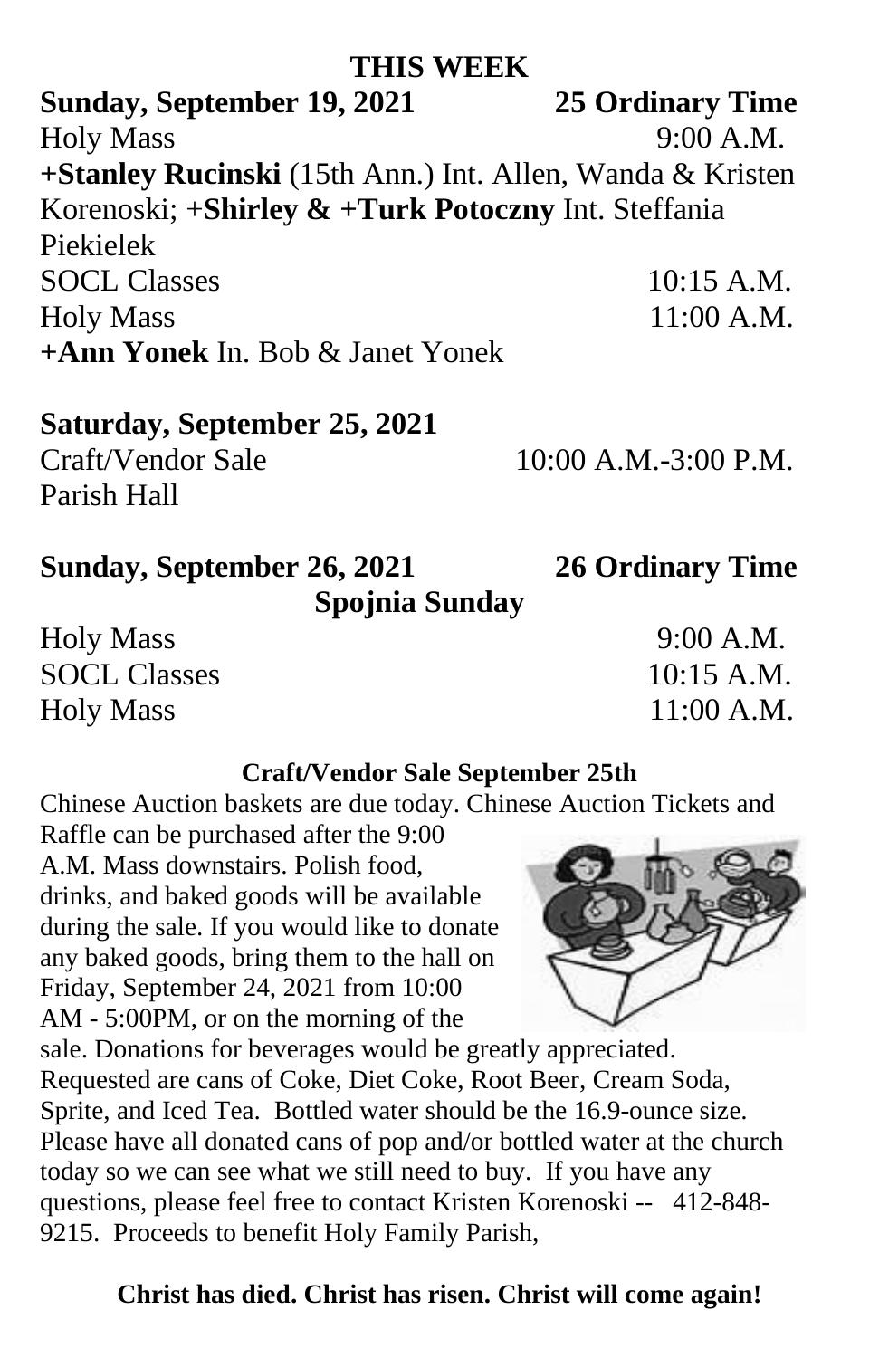## THIS WEEK

**Sunday, September 19, 2021** **25 Ordinary Time**

Holy Mass 9:00 A.M.

**+Stanley Rucinski** (15th Ann.) Int. Allen, Wanda & Kristen Korenoski; +**Shirley & +Turk Potoczny** Int. Steffania Piekielek

SOCL Classes 10:15 A.M.

Holy Mass 11:00 A.M.

**+Ann Yonek** In. Bob & Janet Yonek

**Saturday, September 25, 2021**

Craft/Vendor Sale 10:00 A.M.-3:00 P.M.

Parish Hall

**Sunday, September 26, 2021** **26 Ordinary Time**

**Spojnia Sunday**

Holy Mass 9:00 A.M.

SOCL Classes 10:15 A.M.

Holy Mass 11:00 A.M.

**Craft/Vendor Sale September 25th**

Chinese Auction baskets are due today. Chinese Auction Tickets and Raffle can be purchased after the 9:00 A.M. Mass downstairs. Polish food, drinks, and baked goods will be available during the sale. If you would like to donate any baked goods, bring them to the hall on Friday, September 24, 2021 from 10:00 AM - 5:00PM, or on the morning of the sale. Donations for beverages would be greatly appreciated. Requested are cans of Coke, Diet Coke, Root Beer, Cream Soda, Sprite, and Iced Tea. Bottled water should be the 16.9-ounce size. Please have all donated cans of pop and/or bottled water at the church today so we can see what we still need to buy. If you have any questions, please feel free to contact Kristen Korenoski -- 412-848-9215. Proceeds to benefit Holy Family Parish,

**Christ has died. Christ has risen. Christ will come again!**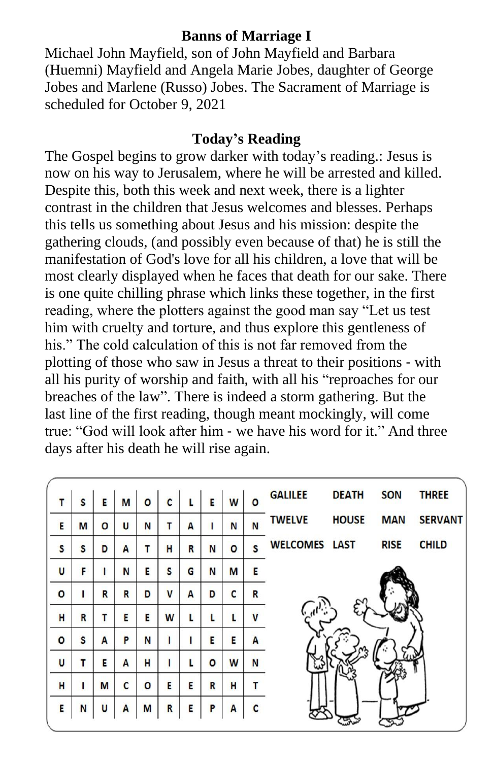**Banns of Marriage I**

Michael John Mayfield, son of John Mayfield and Barbara (Huemni) Mayfield and Angela Marie Jobes, daughter of George Jobes and Marlene (Russo) Jobes. The Sacrament of Marriage is scheduled for October 9, 2021

**Today's Reading**

The Gospel begins to grow darker with today's reading.: Jesus is now on his way to Jerusalem, where he will be arrested and killed. Despite this, both this week and next week, there is a lighter contrast in the children that Jesus welcomes and blesses. Perhaps this tells us something about Jesus and his mission: despite the gathering clouds, (and possibly even because of that) he is still the manifestation of God's love for all his children, a love that will be most clearly displayed when he faces that death for our sake. There is one quite chilling phrase which links these together, in the first reading, where the plotters against the good man say "Let us test him with cruelty and torture, and thus explore this gentleness of his." The cold calculation of this is not far removed from the plotting of those who saw in Jesus a threat to their positions - with all his purity of worship and faith, with all his "reproaches for our breaches of the law". There is indeed a storm gathering. But the last line of the first reading, though meant mockingly, will come true: "God will look after him - we have his word for it." And three days after his death he will rise again.

| | | | | | | | | | |
|---|---|---|---|---|---|---|---|---|---|
| T | S | E | M | O | C | L | E | W | O |
| E | M | O | U | N | T | A | I | N | N |
| S | S | D | A | T | H | R | N | O | S |
| U | F | I | N | E | S | G | N | M | E |
| O | I | R | R | D | V | A | D | C | R |
| H | R | T | E | E | W | L | L | L | V |
| O | S | A | P | N | I | I | E | E | A |
| U | T | E | A | H | I | L | O | W | N |
| H | I | M | C | O | E | E | R | H | T |
| E | N | U | A | M | R | E | P | A | C |

| | | | |
|---|---|---|---|
| GALILEE | DEATH | SON | THREE |
| TWELVE | HOUSE | MAN | SERVANT |
| WELCOMES | LAST | RISE | CHILD |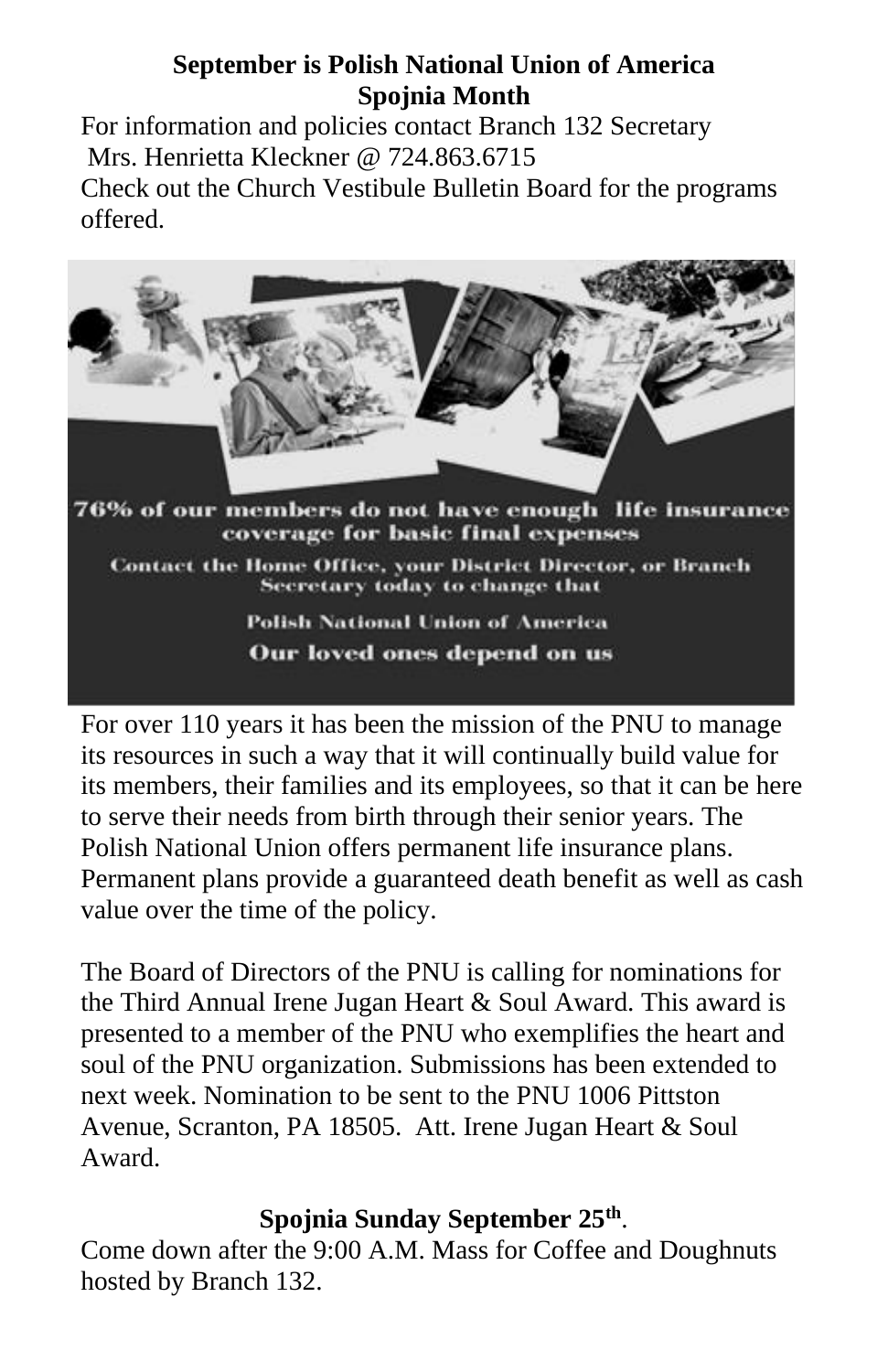**September is Polish National Union of America Spojnia Month**

For information and policies contact Branch 132 Secretary Mrs. Henrietta Kleckner @ 724.863.6715

Check out the Church Vestibule Bulletin Board for the programs offered.

76% of our members do not have enough life insurance coverage for basic final expenses

Contact the Home Office, your District Director, or Branch Secretary today to change that

Polish National Union of America

Our loved ones depend on us

For over 110 years it has been the mission of the PNU to manage its resources in such a way that it will continually build value for its members, their families and its employees, so that it can be here to serve their needs from birth through their senior years. The Polish National Union offers permanent life insurance plans. Permanent plans provide a guaranteed death benefit as well as cash value over the time of the policy.

The Board of Directors of the PNU is calling for nominations for the Third Annual Irene Jugan Heart & Soul Award. This award is presented to a member of the PNU who exemplifies the heart and soul of the PNU organization. Submissions has been extended to next week. Nomination to be sent to the PNU 1006 Pittston Avenue, Scranton, PA 18505. Att. Irene Jugan Heart & Soul Award.

**Spojnia Sunday September 25th**.

Come down after the 9:00 A.M. Mass for Coffee and Doughnuts hosted by Branch 132.